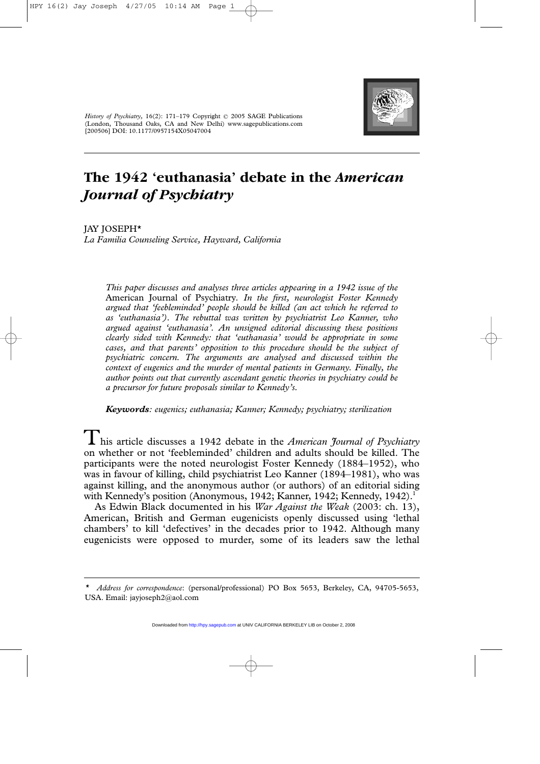# The 1942 'euthanasia' debate in the *American Journal of Psychiatry*

JAY JOSEPH*

*La Familia Counseling Service, Hayward, California*

*This paper discusses and analyses three articles appearing in a 1942 issue of the* American Journal of Psychiatry. *In the first, neurologist Foster Kennedy argued that 'feebleminded' people should be killed (an act which he referred to as 'euthanasia'). The rebuttal was written by psychiatrist Leo Kanner, who argued against 'euthanasia'. An unsigned editorial discussing these positions clearly sided with Kennedy: that 'euthanasia' would be appropriate in some cases, and that parents' opposition to this procedure should be the subject of psychiatric concern. The arguments are analysed and discussed within the context of eugenics and the murder of mental patients in Germany. Finally, the author points out that currently ascendant genetic theories in psychiatry could be a precursor for future proposals similar to Kennedy's.*

***Keywords****: eugenics; euthanasia; Kanner; Kennedy; psychiatry; sterilization*

This article discusses a 1942 debate in the *American Journal of Psychiatry* on whether or not 'feebleminded' children and adults should be killed. The participants were the noted neurologist Foster Kennedy (1884–1952), who was in favour of killing, child psychiatrist Leo Kanner (1894–1981), who was against killing, and the anonymous author (or authors) of an editorial siding with Kennedy's position (Anonymous, 1942; Kanner, 1942; Kennedy, 1942).[1]

As Edwin Black documented in his *War Against the Weak* (2003: ch. 13), American, British and German eugenicists openly discussed using 'lethal chambers' to kill 'defectives' in the decades prior to 1942. Although many eugenicists were opposed to murder, some of its leaders saw the lethal

---

\* *Address for correspondence*: (personal/professional) PO Box 5653, Berkeley, CA, 94705-5653, USA. Email: jayjoseph2@aol.com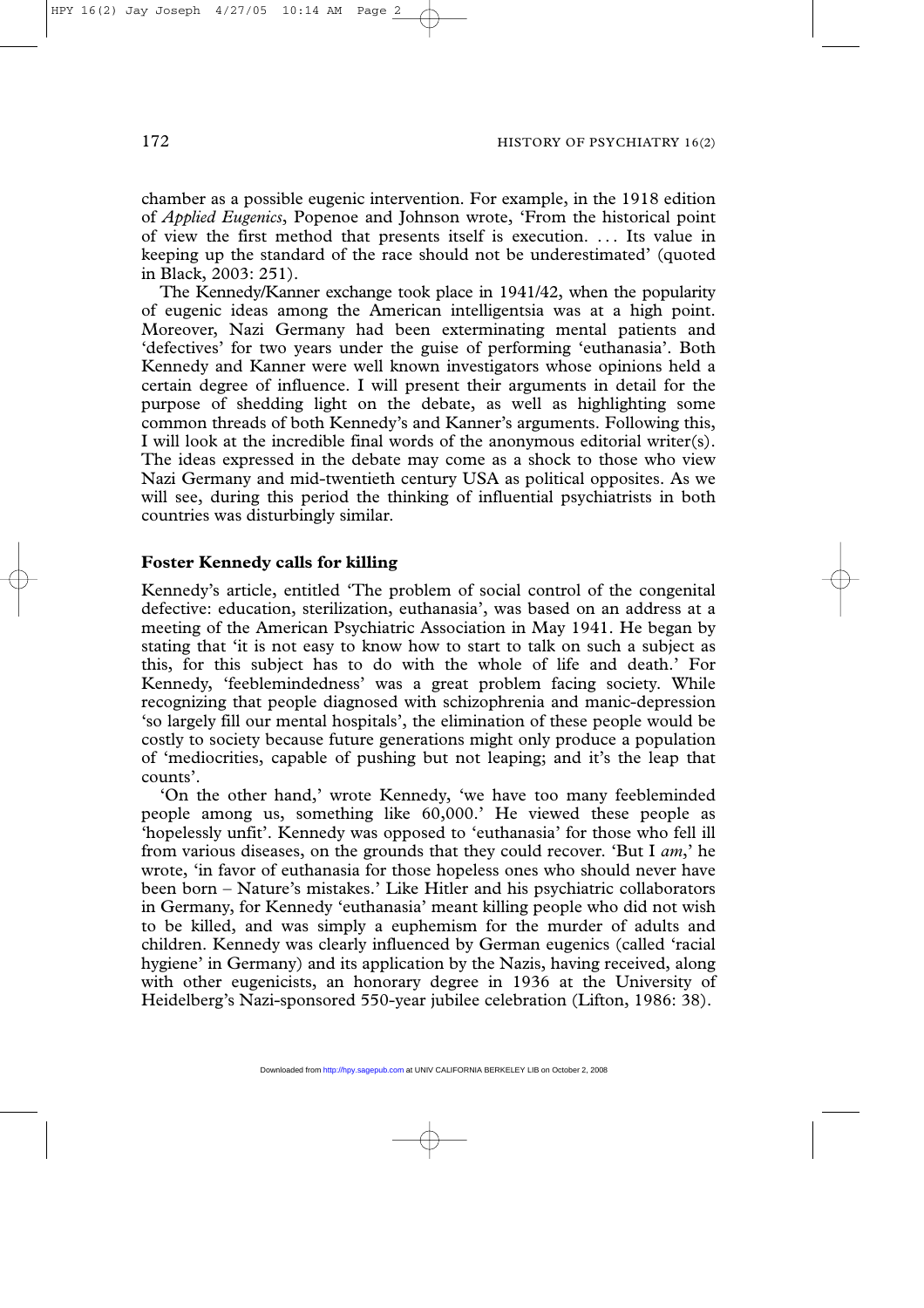chamber as a possible eugenic intervention. For example, in the 1918 edition of *Applied Eugenics*, Popenoe and Johnson wrote, 'From the historical point of view the first method that presents itself is execution. . . . Its value in keeping up the standard of the race should not be underestimated' (quoted in Black, 2003: 251).

The Kennedy/Kanner exchange took place in 1941/42, when the popularity of eugenic ideas among the American intelligentsia was at a high point. Moreover, Nazi Germany had been exterminating mental patients and 'defectives' for two years under the guise of performing 'euthanasia'. Both Kennedy and Kanner were well known investigators whose opinions held a certain degree of influence. I will present their arguments in detail for the purpose of shedding light on the debate, as well as highlighting some common threads of both Kennedy's and Kanner's arguments. Following this, I will look at the incredible final words of the anonymous editorial writer(s). The ideas expressed in the debate may come as a shock to those who view Nazi Germany and mid-twentieth century USA as political opposites. As we will see, during this period the thinking of influential psychiatrists in both countries was disturbingly similar.

## Foster Kennedy calls for killing

Kennedy's article, entitled 'The problem of social control of the congenital defective: education, sterilization, euthanasia', was based on an address at a meeting of the American Psychiatric Association in May 1941. He began by stating that 'it is not easy to know how to start to talk on such a subject as this, for this subject has to do with the whole of life and death.' For Kennedy, 'feeblemindedness' was a great problem facing society. While recognizing that people diagnosed with schizophrenia and manic-depression 'so largely fill our mental hospitals', the elimination of these people would be costly to society because future generations might only produce a population of 'mediocrities, capable of pushing but not leaping; and it's the leap that counts'.

'On the other hand,' wrote Kennedy, 'we have too many feebleminded people among us, something like 60,000.' He viewed these people as 'hopelessly unfit'. Kennedy was opposed to 'euthanasia' for those who fell ill from various diseases, on the grounds that they could recover. 'But I *am*,' he wrote, 'in favor of euthanasia for those hopeless ones who should never have been born – Nature's mistakes.' Like Hitler and his psychiatric collaborators in Germany, for Kennedy 'euthanasia' meant killing people who did not wish to be killed, and was simply a euphemism for the murder of adults and children. Kennedy was clearly influenced by German eugenics (called 'racial hygiene' in Germany) and its application by the Nazis, having received, along with other eugenicists, an honorary degree in 1936 at the University of Heidelberg's Nazi-sponsored 550-year jubilee celebration (Lifton, 1986: 38).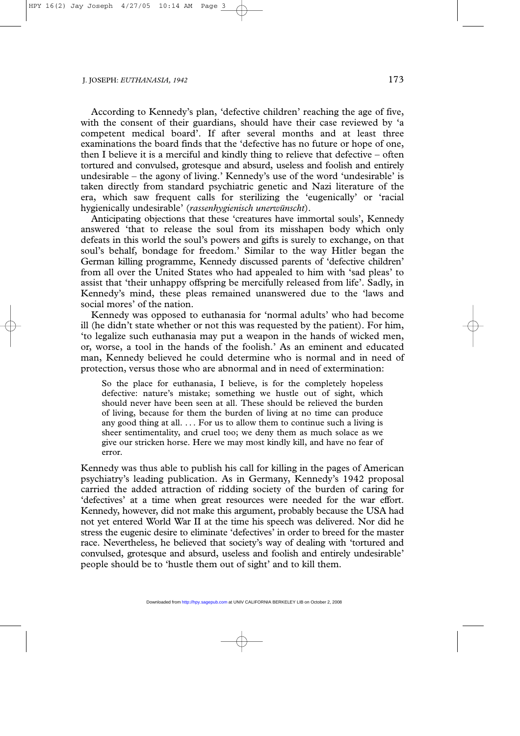According to Kennedy's plan, 'defective children' reaching the age of five, with the consent of their guardians, should have their case reviewed by 'a competent medical board'. If after several months and at least three examinations the board finds that the 'defective has no future or hope of one, then I believe it is a merciful and kindly thing to relieve that defective – often tortured and convulsed, grotesque and absurd, useless and foolish and entirely undesirable – the agony of living.' Kennedy's use of the word 'undesirable' is taken directly from standard psychiatric genetic and Nazi literature of the era, which saw frequent calls for sterilizing the 'eugenically' or 'racial hygienically undesirable' (*rassenhygienisch unerwünscht*).

Anticipating objections that these 'creatures have immortal souls', Kennedy answered 'that to release the soul from its misshapen body which only defeats in this world the soul's powers and gifts is surely to exchange, on that soul's behalf, bondage for freedom.' Similar to the way Hitler began the German killing programme, Kennedy discussed parents of 'defective children' from all over the United States who had appealed to him with 'sad pleas' to assist that 'their unhappy offspring be mercifully released from life'. Sadly, in Kennedy's mind, these pleas remained unanswered due to the 'laws and social mores' of the nation.

Kennedy was opposed to euthanasia for 'normal adults' who had become ill (he didn't state whether or not this was requested by the patient). For him, 'to legalize such euthanasia may put a weapon in the hands of wicked men, or, worse, a tool in the hands of the foolish.' As an eminent and educated man, Kennedy believed he could determine who is normal and in need of protection, versus those who are abnormal and in need of extermination:

> So the place for euthanasia, I believe, is for the completely hopeless defective: nature's mistake; something we hustle out of sight, which should never have been seen at all. These should be relieved the burden of living, because for them the burden of living at no time can produce any good thing at all. . . . For us to allow them to continue such a living is sheer sentimentality, and cruel too; we deny them as much solace as we give our stricken horse. Here we may most kindly kill, and have no fear of error.

Kennedy was thus able to publish his call for killing in the pages of American psychiatry's leading publication. As in Germany, Kennedy's 1942 proposal carried the added attraction of ridding society of the burden of caring for 'defectives' at a time when great resources were needed for the war effort. Kennedy, however, did not make this argument, probably because the USA had not yet entered World War II at the time his speech was delivered. Nor did he stress the eugenic desire to eliminate 'defectives' in order to breed for the master race. Nevertheless, he believed that society's way of dealing with 'tortured and convulsed, grotesque and absurd, useless and foolish and entirely undesirable' people should be to 'hustle them out of sight' and to kill them.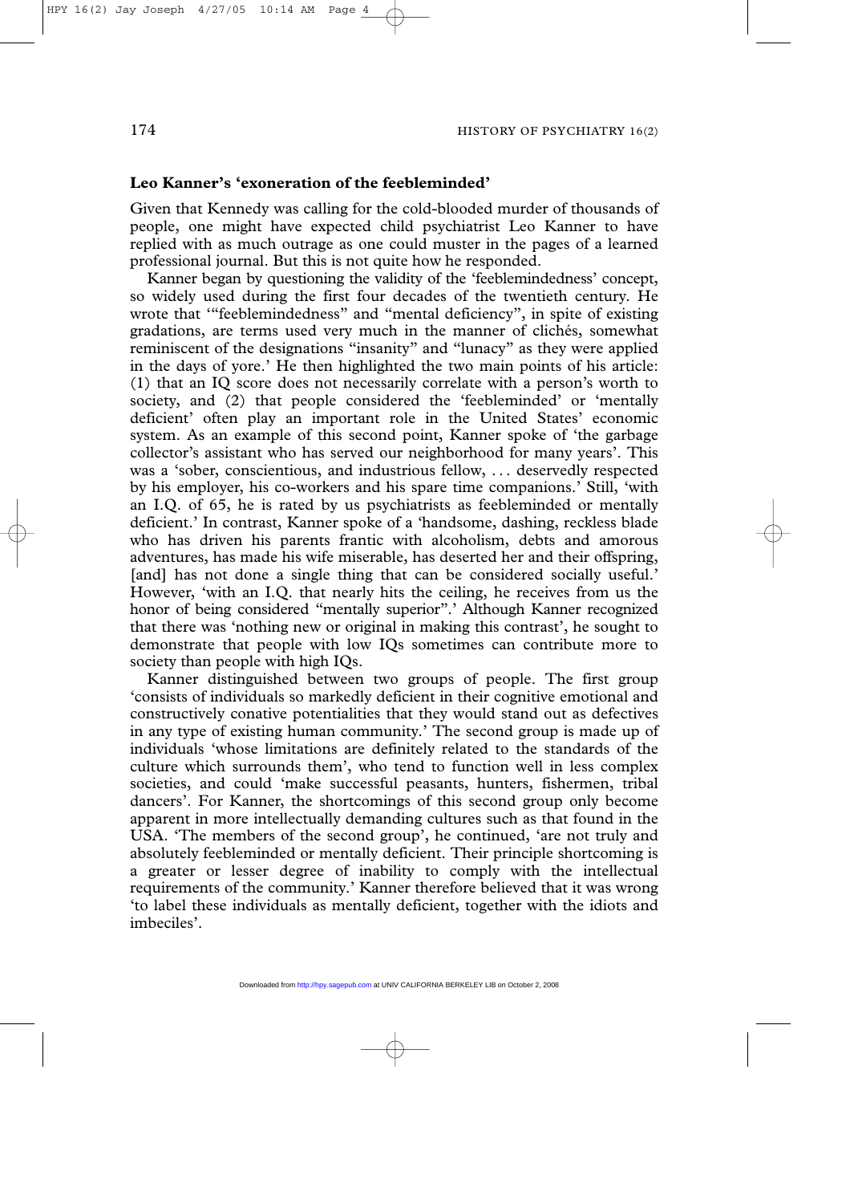## Leo Kanner's 'exoneration of the feebleminded'

Given that Kennedy was calling for the cold-blooded murder of thousands of people, one might have expected child psychiatrist Leo Kanner to have replied with as much outrage as one could muster in the pages of a learned professional journal. But this is not quite how he responded.

Kanner began by questioning the validity of the 'feeblemindedness' concept, so widely used during the first four decades of the twentieth century. He wrote that '"feeblemindedness" and "mental deficiency", in spite of existing gradations, are terms used very much in the manner of clichés, somewhat reminiscent of the designations "insanity" and "lunacy" as they were applied in the days of yore.' He then highlighted the two main points of his article: (1) that an IQ score does not necessarily correlate with a person's worth to society, and (2) that people considered the 'feebleminded' or 'mentally deficient' often play an important role in the United States' economic system. As an example of this second point, Kanner spoke of 'the garbage collector's assistant who has served our neighborhood for many years'. This was a 'sober, conscientious, and industrious fellow, . . . deservedly respected by his employer, his co-workers and his spare time companions.' Still, 'with an I.Q. of 65, he is rated by us psychiatrists as feebleminded or mentally deficient.' In contrast, Kanner spoke of a 'handsome, dashing, reckless blade who has driven his parents frantic with alcoholism, debts and amorous adventures, has made his wife miserable, has deserted her and their offspring, [and] has not done a single thing that can be considered socially useful.' However, 'with an I.Q. that nearly hits the ceiling, he receives from us the honor of being considered "mentally superior".' Although Kanner recognized that there was 'nothing new or original in making this contrast', he sought to demonstrate that people with low IQs sometimes can contribute more to society than people with high IQs.

Kanner distinguished between two groups of people. The first group 'consists of individuals so markedly deficient in their cognitive emotional and constructively conative potentialities that they would stand out as defectives in any type of existing human community.' The second group is made up of individuals 'whose limitations are definitely related to the standards of the culture which surrounds them', who tend to function well in less complex societies, and could 'make successful peasants, hunters, fishermen, tribal dancers'. For Kanner, the shortcomings of this second group only become apparent in more intellectually demanding cultures such as that found in the USA. 'The members of the second group', he continued, 'are not truly and absolutely feebleminded or mentally deficient. Their principle shortcoming is a greater or lesser degree of inability to comply with the intellectual requirements of the community.' Kanner therefore believed that it was wrong 'to label these individuals as mentally deficient, together with the idiots and imbeciles'.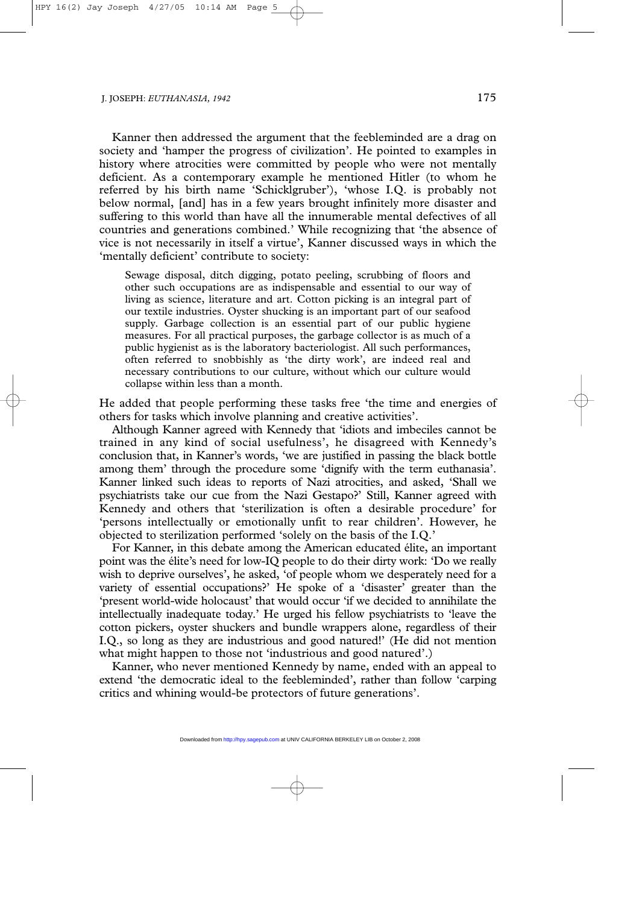Kanner then addressed the argument that the feebleminded are a drag on society and 'hamper the progress of civilization'. He pointed to examples in history where atrocities were committed by people who were not mentally deficient. As a contemporary example he mentioned Hitler (to whom he referred by his birth name 'Schicklgruber'), 'whose I.Q. is probably not below normal, [and] has in a few years brought infinitely more disaster and suffering to this world than have all the innumerable mental defectives of all countries and generations combined.' While recognizing that 'the absence of vice is not necessarily in itself a virtue', Kanner discussed ways in which the 'mentally deficient' contribute to society:

> Sewage disposal, ditch digging, potato peeling, scrubbing of floors and other such occupations are as indispensable and essential to our way of living as science, literature and art. Cotton picking is an integral part of our textile industries. Oyster shucking is an important part of our seafood supply. Garbage collection is an essential part of our public hygiene measures. For all practical purposes, the garbage collector is as much of a public hygienist as is the laboratory bacteriologist. All such performances, often referred to snobbishly as 'the dirty work', are indeed real and necessary contributions to our culture, without which our culture would collapse within less than a month.

He added that people performing these tasks free 'the time and energies of others for tasks which involve planning and creative activities'.

Although Kanner agreed with Kennedy that 'idiots and imbeciles cannot be trained in any kind of social usefulness', he disagreed with Kennedy's conclusion that, in Kanner's words, 'we are justified in passing the black bottle among them' through the procedure some 'dignify with the term euthanasia'. Kanner linked such ideas to reports of Nazi atrocities, and asked, 'Shall we psychiatrists take our cue from the Nazi Gestapo?' Still, Kanner agreed with Kennedy and others that 'sterilization is often a desirable procedure' for 'persons intellectually or emotionally unfit to rear children'. However, he objected to sterilization performed 'solely on the basis of the I.Q.'

For Kanner, in this debate among the American educated élite, an important point was the élite's need for low-IQ people to do their dirty work: 'Do we really wish to deprive ourselves', he asked, 'of people whom we desperately need for a variety of essential occupations?' He spoke of a 'disaster' greater than the 'present world-wide holocaust' that would occur 'if we decided to annihilate the intellectually inadequate today.' He urged his fellow psychiatrists to 'leave the cotton pickers, oyster shuckers and bundle wrappers alone, regardless of their I.Q., so long as they are industrious and good natured!' (He did not mention what might happen to those not 'industrious and good natured'.)

Kanner, who never mentioned Kennedy by name, ended with an appeal to extend 'the democratic ideal to the feebleminded', rather than follow 'carping critics and whining would-be protectors of future generations'.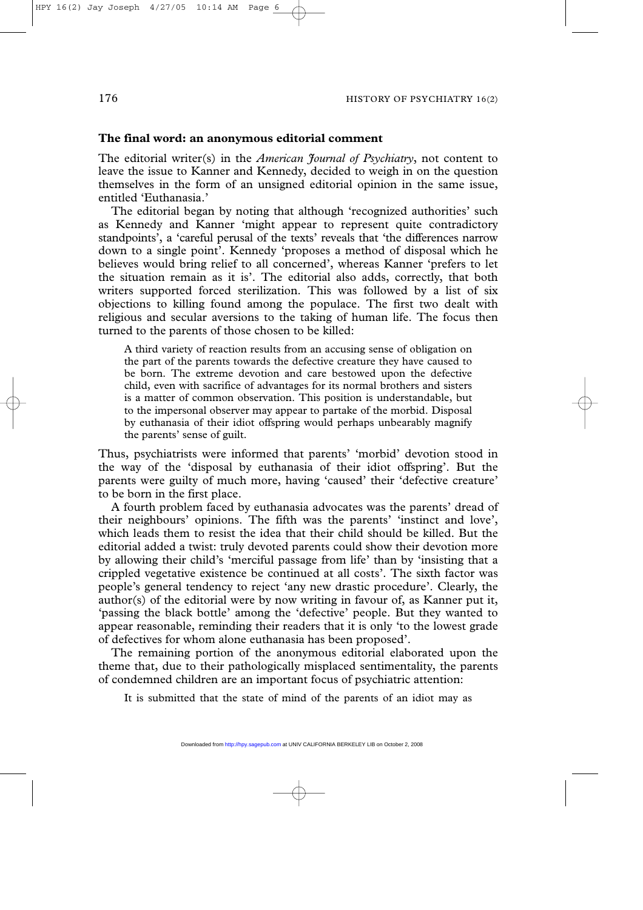## The final word: an anonymous editorial comment

The editorial writer(s) in the *American Journal of Psychiatry*, not content to leave the issue to Kanner and Kennedy, decided to weigh in on the question themselves in the form of an unsigned editorial opinion in the same issue, entitled 'Euthanasia.'

The editorial began by noting that although 'recognized authorities' such as Kennedy and Kanner 'might appear to represent quite contradictory standpoints', a 'careful perusal of the texts' reveals that 'the differences narrow down to a single point'. Kennedy 'proposes a method of disposal which he believes would bring relief to all concerned', whereas Kanner 'prefers to let the situation remain as it is'. The editorial also adds, correctly, that both writers supported forced sterilization. This was followed by a list of six objections to killing found among the populace. The first two dealt with religious and secular aversions to the taking of human life. The focus then turned to the parents of those chosen to be killed:

> A third variety of reaction results from an accusing sense of obligation on the part of the parents towards the defective creature they have caused to be born. The extreme devotion and care bestowed upon the defective child, even with sacrifice of advantages for its normal brothers and sisters is a matter of common observation. This position is understandable, but to the impersonal observer may appear to partake of the morbid. Disposal by euthanasia of their idiot offspring would perhaps unbearably magnify the parents' sense of guilt.

Thus, psychiatrists were informed that parents' 'morbid' devotion stood in the way of the 'disposal by euthanasia of their idiot offspring'. But the parents were guilty of much more, having 'caused' their 'defective creature' to be born in the first place.

A fourth problem faced by euthanasia advocates was the parents' dread of their neighbours' opinions. The fifth was the parents' 'instinct and love', which leads them to resist the idea that their child should be killed. But the editorial added a twist: truly devoted parents could show their devotion more by allowing their child's 'merciful passage from life' than by 'insisting that a crippled vegetative existence be continued at all costs'. The sixth factor was people's general tendency to reject 'any new drastic procedure'. Clearly, the author(s) of the editorial were by now writing in favour of, as Kanner put it, 'passing the black bottle' among the 'defective' people. But they wanted to appear reasonable, reminding their readers that it is only 'to the lowest grade of defectives for whom alone euthanasia has been proposed'.

The remaining portion of the anonymous editorial elaborated upon the theme that, due to their pathologically misplaced sentimentality, the parents of condemned children are an important focus of psychiatric attention:

> It is submitted that the state of mind of the parents of an idiot may as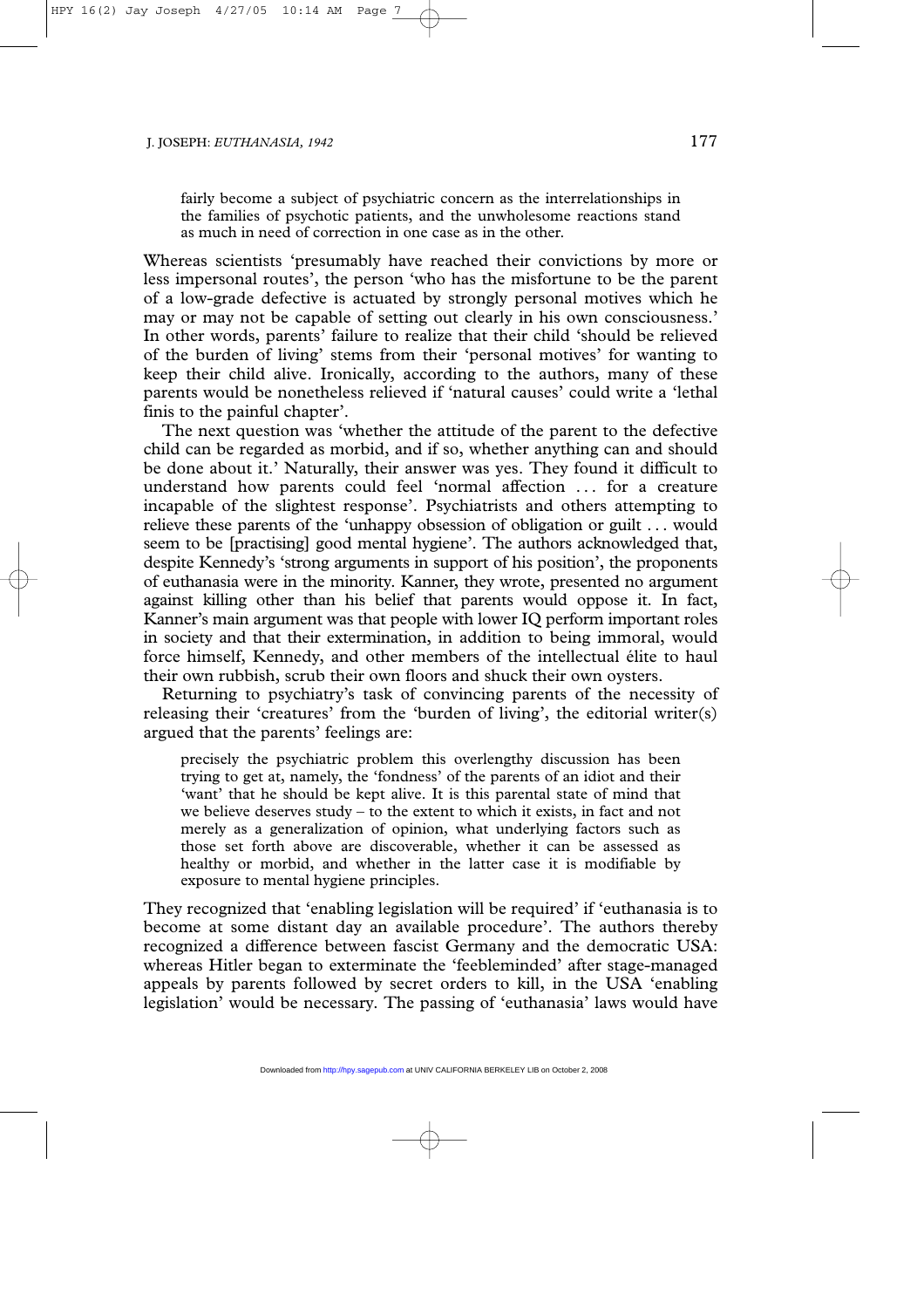> fairly become a subject of psychiatric concern as the interrelationships in the families of psychotic patients, and the unwholesome reactions stand as much in need of correction in one case as in the other.

Whereas scientists 'presumably have reached their convictions by more or less impersonal routes', the person 'who has the misfortune to be the parent of a low-grade defective is actuated by strongly personal motives which he may or may not be capable of setting out clearly in his own consciousness.' In other words, parents' failure to realize that their child 'should be relieved of the burden of living' stems from their 'personal motives' for wanting to keep their child alive. Ironically, according to the authors, many of these parents would be nonetheless relieved if 'natural causes' could write a 'lethal finis to the painful chapter'.

The next question was 'whether the attitude of the parent to the defective child can be regarded as morbid, and if so, whether anything can and should be done about it.' Naturally, their answer was yes. They found it difficult to understand how parents could feel 'normal affection ... for a creature incapable of the slightest response'. Psychiatrists and others attempting to relieve these parents of the 'unhappy obsession of obligation or guilt ... would seem to be [practising] good mental hygiene'. The authors acknowledged that, despite Kennedy's 'strong arguments in support of his position', the proponents of euthanasia were in the minority. Kanner, they wrote, presented no argument against killing other than his belief that parents would oppose it. In fact, Kanner's main argument was that people with lower IQ perform important roles in society and that their extermination, in addition to being immoral, would force himself, Kennedy, and other members of the intellectual élite to haul their own rubbish, scrub their own floors and shuck their own oysters.

Returning to psychiatry's task of convincing parents of the necessity of releasing their 'creatures' from the 'burden of living', the editorial writer(s) argued that the parents' feelings are:

> precisely the psychiatric problem this overlengthy discussion has been trying to get at, namely, the 'fondness' of the parents of an idiot and their 'want' that he should be kept alive. It is this parental state of mind that we believe deserves study – to the extent to which it exists, in fact and not merely as a generalization of opinion, what underlying factors such as those set forth above are discoverable, whether it can be assessed as healthy or morbid, and whether in the latter case it is modifiable by exposure to mental hygiene principles.

They recognized that 'enabling legislation will be required' if 'euthanasia is to become at some distant day an available procedure'. The authors thereby recognized a difference between fascist Germany and the democratic USA: whereas Hitler began to exterminate the 'feebleminded' after stage-managed appeals by parents followed by secret orders to kill, in the USA 'enabling legislation' would be necessary. The passing of 'euthanasia' laws would have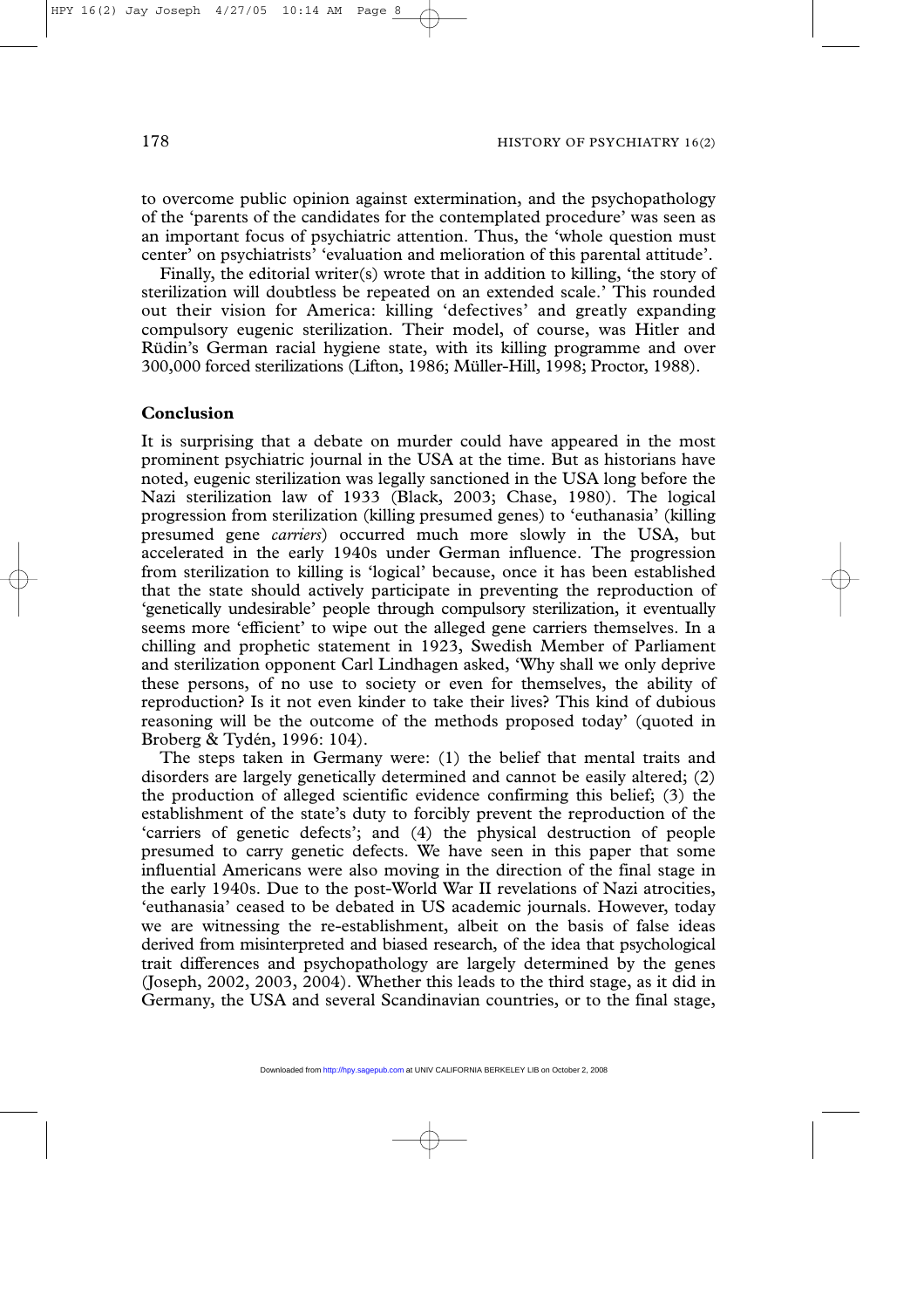to overcome public opinion against extermination, and the psychopathology of the 'parents of the candidates for the contemplated procedure' was seen as an important focus of psychiatric attention. Thus, the 'whole question must center' on psychiatrists' 'evaluation and melioration of this parental attitude'.

Finally, the editorial writer(s) wrote that in addition to killing, 'the story of sterilization will doubtless be repeated on an extended scale.' This rounded out their vision for America: killing 'defectives' and greatly expanding compulsory eugenic sterilization. Their model, of course, was Hitler and Rüdin's German racial hygiene state, with its killing programme and over 300,000 forced sterilizations (Lifton, 1986; Müller-Hill, 1998; Proctor, 1988).

## Conclusion

It is surprising that a debate on murder could have appeared in the most prominent psychiatric journal in the USA at the time. But as historians have noted, eugenic sterilization was legally sanctioned in the USA long before the Nazi sterilization law of 1933 (Black, 2003; Chase, 1980). The logical progression from sterilization (killing presumed genes) to 'euthanasia' (killing presumed gene *carriers*) occurred much more slowly in the USA, but accelerated in the early 1940s under German influence. The progression from sterilization to killing is 'logical' because, once it has been established that the state should actively participate in preventing the reproduction of 'genetically undesirable' people through compulsory sterilization, it eventually seems more 'efficient' to wipe out the alleged gene carriers themselves. In a chilling and prophetic statement in 1923, Swedish Member of Parliament and sterilization opponent Carl Lindhagen asked, 'Why shall we only deprive these persons, of no use to society or even for themselves, the ability of reproduction? Is it not even kinder to take their lives? This kind of dubious reasoning will be the outcome of the methods proposed today' (quoted in Broberg & Tydén, 1996: 104).

The steps taken in Germany were: (1) the belief that mental traits and disorders are largely genetically determined and cannot be easily altered; (2) the production of alleged scientific evidence confirming this belief; (3) the establishment of the state's duty to forcibly prevent the reproduction of the 'carriers of genetic defects'; and (4) the physical destruction of people presumed to carry genetic defects. We have seen in this paper that some influential Americans were also moving in the direction of the final stage in the early 1940s. Due to the post-World War II revelations of Nazi atrocities, 'euthanasia' ceased to be debated in US academic journals. However, today we are witnessing the re-establishment, albeit on the basis of false ideas derived from misinterpreted and biased research, of the idea that psychological trait differences and psychopathology are largely determined by the genes (Joseph, 2002, 2003, 2004). Whether this leads to the third stage, as it did in Germany, the USA and several Scandinavian countries, or to the final stage,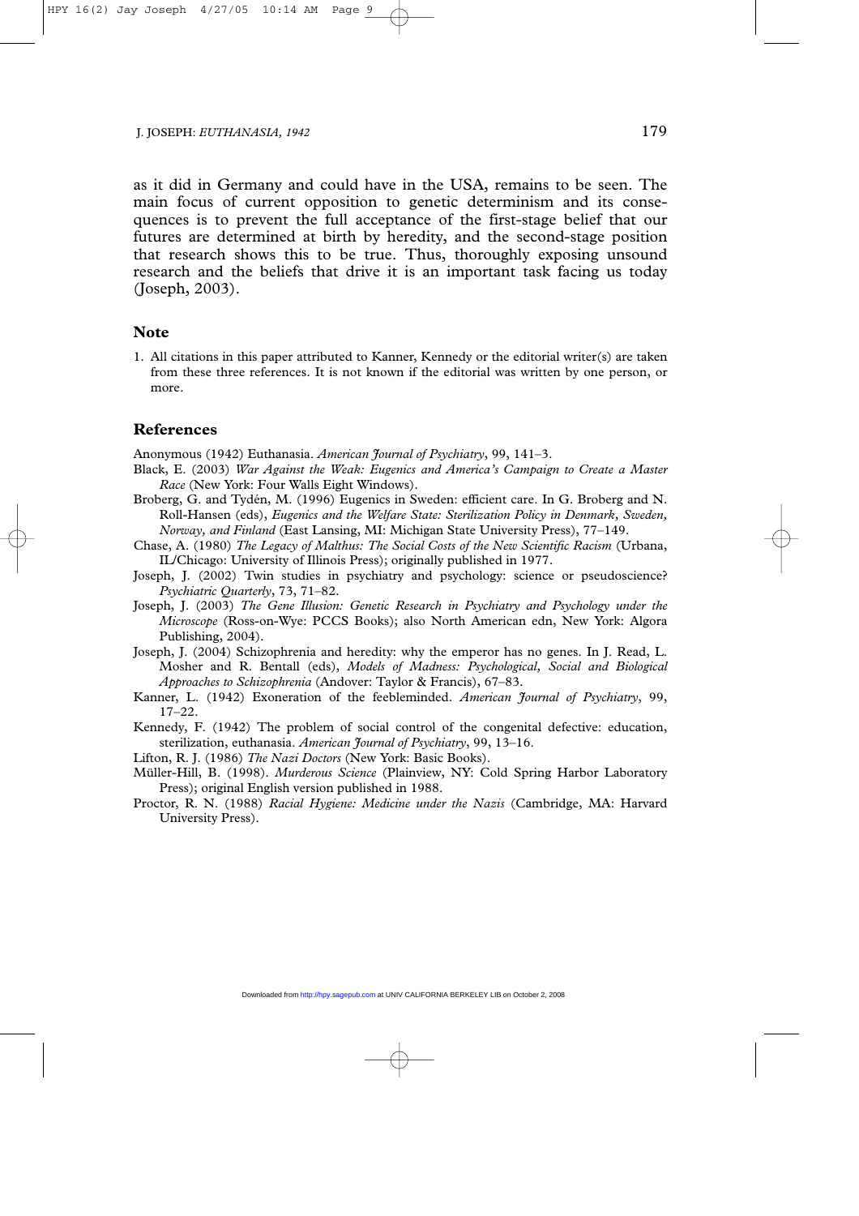as it did in Germany and could have in the USA, remains to be seen. The main focus of current opposition to genetic determinism and its consequences is to prevent the full acceptance of the first-stage belief that our futures are determined at birth by heredity, and the second-stage position that research shows this to be true. Thus, thoroughly exposing unsound research and the beliefs that drive it is an important task facing us today (Joseph, 2003).

## Note

1. All citations in this paper attributed to Kanner, Kennedy or the editorial writer(s) are taken from these three references. It is not known if the editorial was written by one person, or more.

## References

Anonymous (1942) Euthanasia. *American Journal of Psychiatry*, 99, 141–3.

Black, E. (2003) *War Against the Weak: Eugenics and America's Campaign to Create a Master Race* (New York: Four Walls Eight Windows).

Broberg, G. and Tydén, M. (1996) Eugenics in Sweden: efficient care. In G. Broberg and N. Roll-Hansen (eds), *Eugenics and the Welfare State: Sterilization Policy in Denmark, Sweden, Norway, and Finland* (East Lansing, MI: Michigan State University Press), 77–149.

Chase, A. (1980) *The Legacy of Malthus: The Social Costs of the New Scientific Racism* (Urbana, IL/Chicago: University of Illinois Press); originally published in 1977.

Joseph, J. (2002) Twin studies in psychiatry and psychology: science or pseudoscience? *Psychiatric Quarterly*, 73, 71–82.

Joseph, J. (2003) *The Gene Illusion: Genetic Research in Psychiatry and Psychology under the Microscope* (Ross-on-Wye: PCCS Books); also North American edn, New York: Algora Publishing, 2004).

Joseph, J. (2004) Schizophrenia and heredity: why the emperor has no genes. In J. Read, L. Mosher and R. Bentall (eds), *Models of Madness: Psychological, Social and Biological Approaches to Schizophrenia* (Andover: Taylor & Francis), 67–83.

Kanner, L. (1942) Exoneration of the feebleminded. *American Journal of Psychiatry*, 99, 17–22.

Kennedy, F. (1942) The problem of social control of the congenital defective: education, sterilization, euthanasia. *American Journal of Psychiatry*, 99, 13–16.

Lifton, R. J. (1986) *The Nazi Doctors* (New York: Basic Books).

Müller-Hill, B. (1998). *Murderous Science* (Plainview, NY: Cold Spring Harbor Laboratory Press); original English version published in 1988.

Proctor, R. N. (1988) *Racial Hygiene: Medicine under the Nazis* (Cambridge, MA: Harvard University Press).